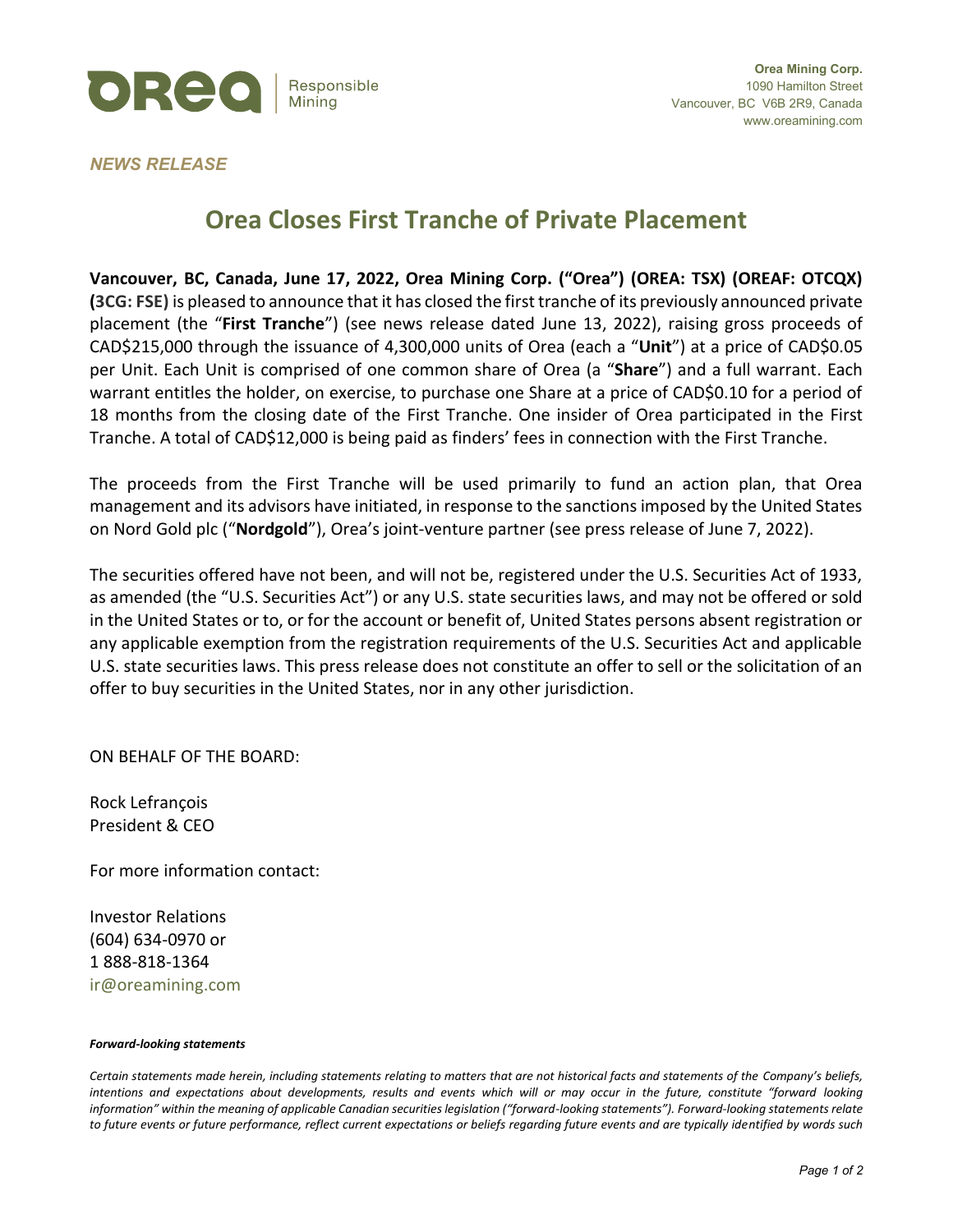**Orea Mining Corp.**
1090 Hamilton Street
Vancouver, BC V6B 2R9, Canada
www.oreamining.com

*NEWS RELEASE*

# Orea Closes First Tranche of Private Placement

**Vancouver, BC, Canada, June 17, 2022, Orea Mining Corp. ("Orea") (OREA: TSX) (OREAF: OTCQX) (3CG: FSE)** is pleased to announce that it has closed the first tranche of its previously announced private placement (the "**First Tranche**") (see news release dated June 13, 2022), raising gross proceeds of CAD$215,000 through the issuance of 4,300,000 units of Orea (each a "**Unit**") at a price of CAD$0.05 per Unit. Each Unit is comprised of one common share of Orea (a "**Share**") and a full warrant. Each warrant entitles the holder, on exercise, to purchase one Share at a price of CAD$0.10 for a period of 18 months from the closing date of the First Tranche. One insider of Orea participated in the First Tranche. A total of CAD$12,000 is being paid as finders' fees in connection with the First Tranche.

The proceeds from the First Tranche will be used primarily to fund an action plan, that Orea management and its advisors have initiated, in response to the sanctions imposed by the United States on Nord Gold plc ("**Nordgold**"), Orea's joint-venture partner (see press release of June 7, 2022).

The securities offered have not been, and will not be, registered under the U.S. Securities Act of 1933, as amended (the "U.S. Securities Act") or any U.S. state securities laws, and may not be offered or sold in the United States or to, or for the account or benefit of, United States persons absent registration or any applicable exemption from the registration requirements of the U.S. Securities Act and applicable U.S. state securities laws. This press release does not constitute an offer to sell or the solicitation of an offer to buy securities in the United States, nor in any other jurisdiction.

ON BEHALF OF THE BOARD:

Rock Lefrançois
President & CEO

For more information contact:

Investor Relations
(604) 634-0970 or
1 888-818-1364
ir@oreamining.com

***Forward-looking statements***

*Certain statements made herein, including statements relating to matters that are not historical facts and statements of the Company's beliefs, intentions and expectations about developments, results and events which will or may occur in the future, constitute "forward looking information" within the meaning of applicable Canadian securities legislation ("forward-looking statements"). Forward-looking statements relate to future events or future performance, reflect current expectations or beliefs regarding future events and are typically identified by words such*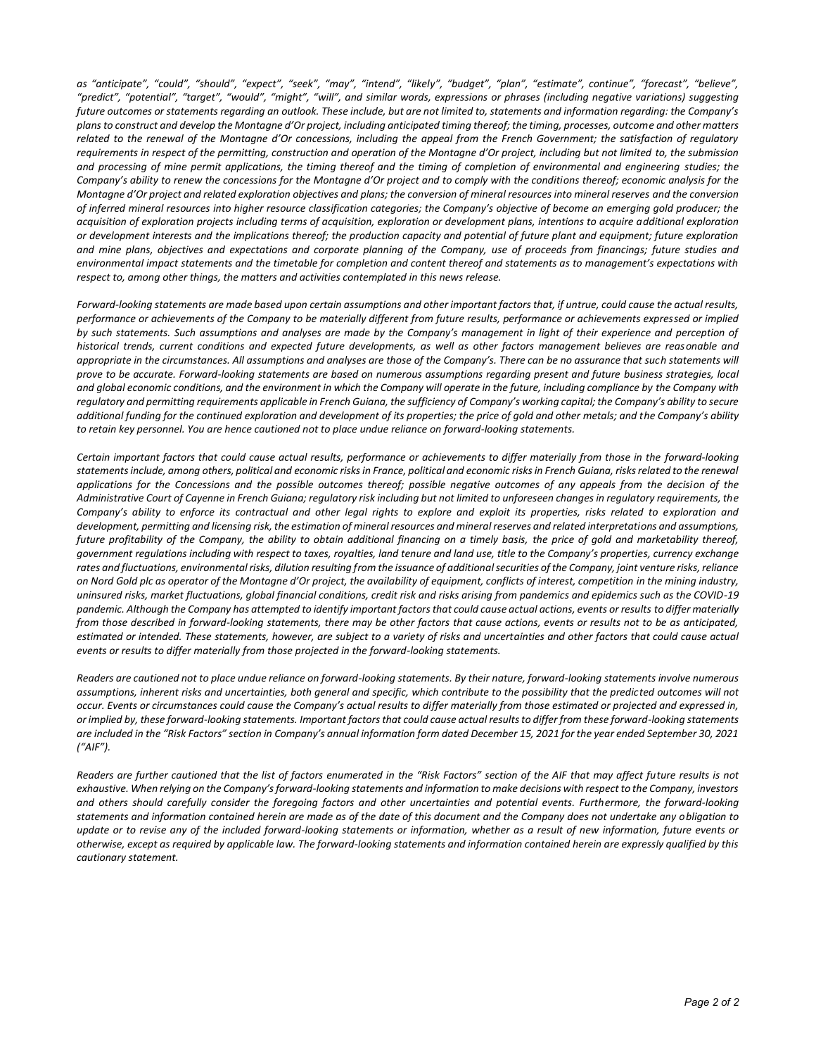*as “anticipate”, “could”, “should”, “expect”, “seek”, “may”, “intend”, “likely”, “budget”, “plan”, “estimate”, continue”, “forecast”, “believe”, “predict”, “potential”, “target”, “would”, “might”, “will”, and similar words, expressions or phrases (including negative variations) suggesting future outcomes or statements regarding an outlook. These include, but are not limited to, statements and information regarding: the Company’s plans to construct and develop the Montagne d’Or project, including anticipated timing thereof; the timing, processes, outcome and other matters related to the renewal of the Montagne d’Or concessions, including the appeal from the French Government; the satisfaction of regulatory requirements in respect of the permitting, construction and operation of the Montagne d’Or project, including but not limited to, the submission and processing of mine permit applications, the timing thereof and the timing of completion of environmental and engineering studies; the Company’s ability to renew the concessions for the Montagne d’Or project and to comply with the conditions thereof; economic analysis for the Montagne d’Or project and related exploration objectives and plans; the conversion of mineral resources into mineral reserves and the conversion of inferred mineral resources into higher resource classification categories; the Company’s objective of become an emerging gold producer; the acquisition of exploration projects including terms of acquisition, exploration or development plans, intentions to acquire additional exploration or development interests and the implications thereof; the production capacity and potential of future plant and equipment; future exploration and mine plans, objectives and expectations and corporate planning of the Company, use of proceeds from financings; future studies and environmental impact statements and the timetable for completion and content thereof and statements as to management’s expectations with respect to, among other things, the matters and activities contemplated in this news release.*

*Forward-looking statements are made based upon certain assumptions and other important factors that, if untrue, could cause the actual results, performance or achievements of the Company to be materially different from future results, performance or achievements expressed or implied by such statements. Such assumptions and analyses are made by the Company’s management in light of their experience and perception of historical trends, current conditions and expected future developments, as well as other factors management believes are reasonable and appropriate in the circumstances. All assumptions and analyses are those of the Company’s. There can be no assurance that such statements will prove to be accurate. Forward-looking statements are based on numerous assumptions regarding present and future business strategies, local and global economic conditions, and the environment in which the Company will operate in the future, including compliance by the Company with regulatory and permitting requirements applicable in French Guiana, the sufficiency of Company’s working capital; the Company’s ability to secure additional funding for the continued exploration and development of its properties; the price of gold and other metals; and the Company’s ability to retain key personnel. You are hence cautioned not to place undue reliance on forward-looking statements.*

*Certain important factors that could cause actual results, performance or achievements to differ materially from those in the forward-looking statements include, among others, political and economic risks in France, political and economic risks in French Guiana, risks related to the renewal applications for the Concessions and the possible outcomes thereof; possible negative outcomes of any appeals from the decision of the Administrative Court of Cayenne in French Guiana; regulatory risk including but not limited to unforeseen changes in regulatory requirements, the Company’s ability to enforce its contractual and other legal rights to explore and exploit its properties, risks related to exploration and development, permitting and licensing risk, the estimation of mineral resources and mineral reserves and related interpretations and assumptions, future profitability of the Company, the ability to obtain additional financing on a timely basis, the price of gold and marketability thereof, government regulations including with respect to taxes, royalties, land tenure and land use, title to the Company’s properties, currency exchange rates and fluctuations, environmental risks, dilution resulting from the issuance of additional securities of the Company, joint venture risks, reliance on Nord Gold plc as operator of the Montagne d’Or project, the availability of equipment, conflicts of interest, competition in the mining industry, uninsured risks, market fluctuations, global financial conditions, credit risk and risks arising from pandemics and epidemics such as the COVID-19 pandemic. Although the Company has attempted to identify important factors that could cause actual actions, events or results to differ materially from those described in forward-looking statements, there may be other factors that cause actions, events or results not to be as anticipated, estimated or intended. These statements, however, are subject to a variety of risks and uncertainties and other factors that could cause actual events or results to differ materially from those projected in the forward-looking statements.*

*Readers are cautioned not to place undue reliance on forward-looking statements. By their nature, forward-looking statements involve numerous assumptions, inherent risks and uncertainties, both general and specific, which contribute to the possibility that the predicted outcomes will not occur. Events or circumstances could cause the Company’s actual results to differ materially from those estimated or projected and expressed in, or implied by, these forward-looking statements. Important factors that could cause actual results to differ from these forward-looking statements are included in the “Risk Factors” section in Company’s annual information form dated December 15, 2021 for the year ended September 30, 2021 (“AIF”).*

*Readers are further cautioned that the list of factors enumerated in the “Risk Factors” section of the AIF that may affect future results is not exhaustive. When relying on the Company’s forward-looking statements and information to make decisions with respect to the Company, investors and others should carefully consider the foregoing factors and other uncertainties and potential events. Furthermore, the forward-looking statements and information contained herein are made as of the date of this document and the Company does not undertake any obligation to update or to revise any of the included forward-looking statements or information, whether as a result of new information, future events or otherwise, except as required by applicable law. The forward-looking statements and information contained herein are expressly qualified by this cautionary statement.*